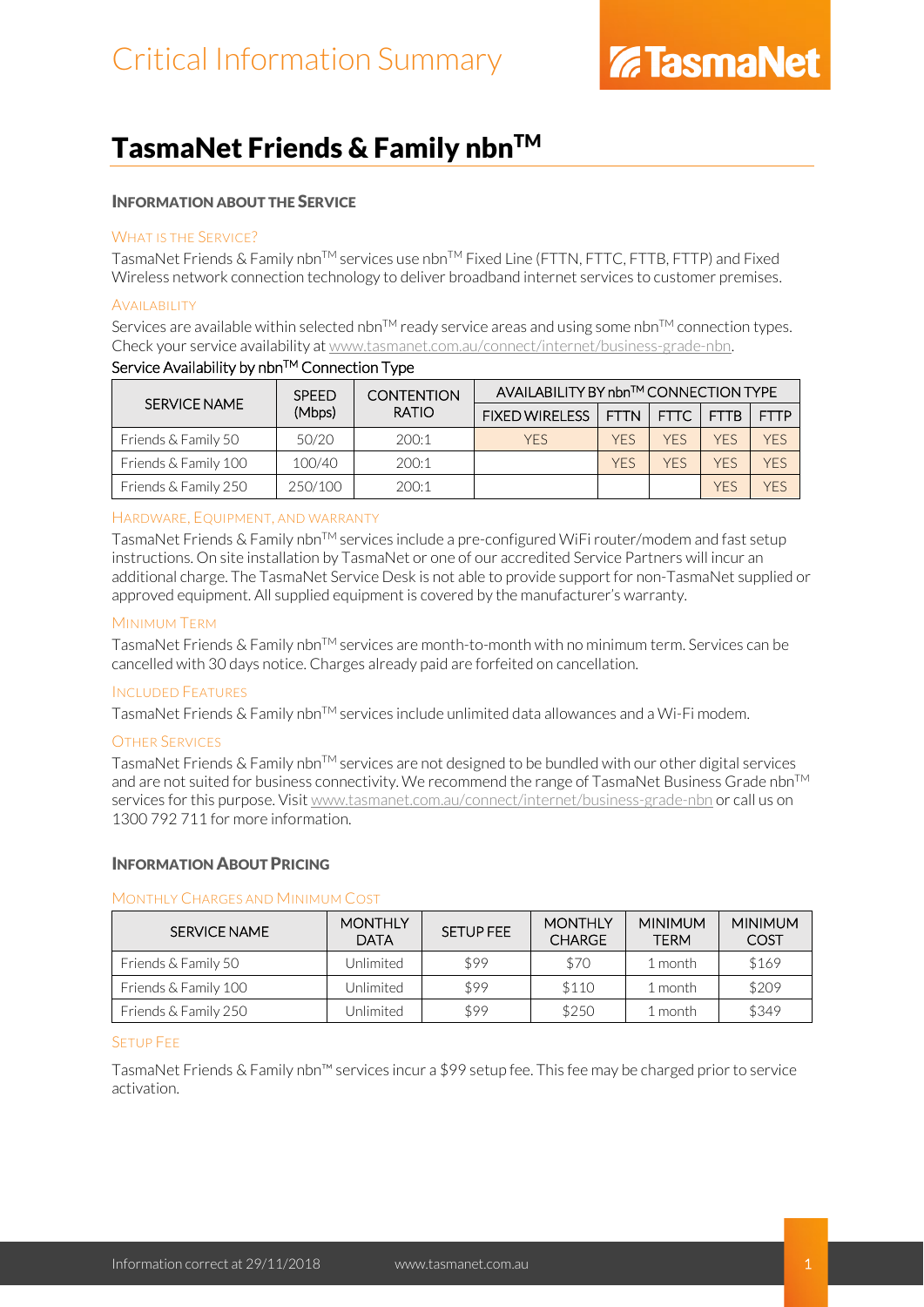# Critical Information Summary

TasmaNet

## TasmaNet Friends & Family nbn™

### Information about the Service

#### What is the Service?

TasmaNet Friends & Family nbn™ services use nbn™ Fixed Line (FTTN, FTTC, FTTB, FTTP) and Fixed Wireless network connection technology to deliver broadband internet services to customer premises.

#### Availability

Services are available within selected nbn™ ready service areas and using some nbn™ connection types. Check your service availability at www.tasmanet.com.au/connect/internet/business-grade-nbn.

Service Availability by nbn™ Connection Type

| SERVICE NAME | SPEED (Mbps) | CONTENTION RATIO | AVAILABILITY BY nbn™ CONNECTION TYPE | | | | |
|---|---|---|---|---|---|---|---|
| | | | FIXED WIRELESS | FTTN | FTTC | FTTB | FTTP |
| Friends & Family 50 | 50/20 | 200:1 | YES | YES | YES | YES | YES |
| Friends & Family 100 | 100/40 | 200:1 | | YES | YES | YES | YES |
| Friends & Family 250 | 250/100 | 200:1 | | | | YES | YES |

#### Hardware, Equipment, and Warranty

TasmaNet Friends & Family nbn™ services include a pre-configured WiFi router/modem and fast setup instructions. On site installation by TasmaNet or one of our accredited Service Partners will incur an additional charge. The TasmaNet Service Desk is not able to provide support for non-TasmaNet supplied or approved equipment. All supplied equipment is covered by the manufacturer's warranty.

#### Minimum Term

TasmaNet Friends & Family nbn™ services are month-to-month with no minimum term. Services can be cancelled with 30 days notice. Charges already paid are forfeited on cancellation.

#### Included Features

TasmaNet Friends & Family nbn™ services include unlimited data allowances and a Wi-Fi modem.

#### Other Services

TasmaNet Friends & Family nbn™ services are not designed to be bundled with our other digital services and are not suited for business connectivity. We recommend the range of TasmaNet Business Grade nbn™ services for this purpose. Visit www.tasmanet.com.au/connect/internet/business-grade-nbn or call us on 1300 792 711 for more information.

### Information About Pricing

#### Monthly Charges and Minimum Cost

| SERVICE NAME | MONTHLY DATA | SETUP FEE | MONTHLY CHARGE | MINIMUM TERM | MINIMUM COST |
|---|---|---|---|---|---|
| Friends & Family 50 | Unlimited | $99 | $70 | 1 month | $169 |
| Friends & Family 100 | Unlimited | $99 | $110 | 1 month | $209 |
| Friends & Family 250 | Unlimited | $99 | $250 | 1 month | $349 |

#### Setup Fee

TasmaNet Friends & Family nbn™ services incur a $99 setup fee. This fee may be charged prior to service activation.

Information correct at 29/11/2018 www.tasmanet.com.au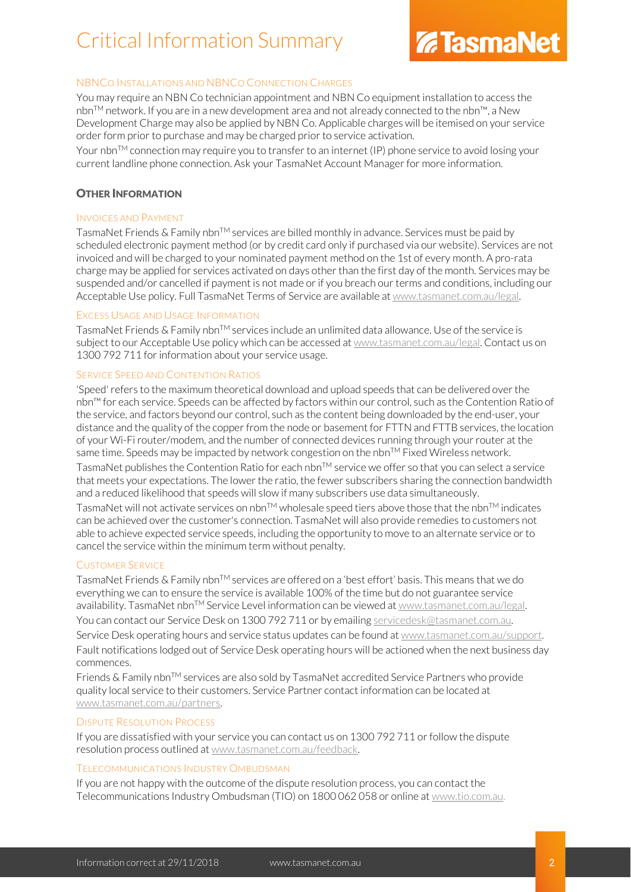# Critical Information Summary

### NBNCo Installations and NBNCo Connection Charges

You may require an NBN Co technician appointment and NBN Co equipment installation to access the nbn™ network. If you are in a new development area and not already connected to the nbn™, a New Development Charge may also be applied by NBN Co. Applicable charges will be itemised on your service order form prior to purchase and may be charged prior to service activation.

Your nbn™ connection may require you to transfer to an internet (IP) phone service to avoid losing your current landline phone connection. Ask your TasmaNet Account Manager for more information.

## Other Information

### Invoices and Payment

TasmaNet Friends & Family nbn™ services are billed monthly in advance. Services must be paid by scheduled electronic payment method (or by credit card only if purchased via our website). Services are not invoiced and will be charged to your nominated payment method on the 1st of every month. A pro-rata charge may be applied for services activated on days other than the first day of the month. Services may be suspended and/or cancelled if payment is not made or if you breach our terms and conditions, including our Acceptable Use policy. Full TasmaNet Terms of Service are available at www.tasmanet.com.au/legal.

### Excess Usage and Usage Information

TasmaNet Friends & Family nbn™ services include an unlimited data allowance. Use of the service is subject to our Acceptable Use policy which can be accessed at www.tasmanet.com.au/legal. Contact us on 1300 792 711 for information about your service usage.

### Service Speed and Contention Ratios

'Speed' refers to the maximum theoretical download and upload speeds that can be delivered over the nbn™ for each service. Speeds can be affected by factors within our control, such as the Contention Ratio of the service, and factors beyond our control, such as the content being downloaded by the end-user, your distance and the quality of the copper from the node or basement for FTTN and FTTB services, the location of your Wi-Fi router/modem, and the number of connected devices running through your router at the same time. Speeds may be impacted by network congestion on the nbn™ Fixed Wireless network.

TasmaNet publishes the Contention Ratio for each nbn™ service we offer so that you can select a service that meets your expectations. The lower the ratio, the fewer subscribers sharing the connection bandwidth and a reduced likelihood that speeds will slow if many subscribers use data simultaneously.

TasmaNet will not activate services on nbn™ wholesale speed tiers above those that the nbn™ indicates can be achieved over the customer's connection. TasmaNet will also provide remedies to customers not able to achieve expected service speeds, including the opportunity to move to an alternate service or to cancel the service within the minimum term without penalty.

### Customer Service

TasmaNet Friends & Family nbn™ services are offered on a 'best effort' basis. This means that we do everything we can to ensure the service is available 100% of the time but do not guarantee service availability. TasmaNet nbn™ Service Level information can be viewed at www.tasmanet.com.au/legal.

You can contact our Service Desk on 1300 792 711 or by emailing servicedesk@tasmanet.com.au.

Service Desk operating hours and service status updates can be found at www.tasmanet.com.au/support.

Fault notifications lodged out of Service Desk operating hours will be actioned when the next business day commences.

Friends & Family nbn™ services are also sold by TasmaNet accredited Service Partners who provide quality local service to their customers. Service Partner contact information can be located at www.tasmanet.com.au/partners.

### Dispute Resolution Process

If you are dissatisfied with your service you can contact us on 1300 792 711 or follow the dispute resolution process outlined at www.tasmanet.com.au/feedback.

### Telecommunications Industry Ombudsman

If you are not happy with the outcome of the dispute resolution process, you can contact the Telecommunications Industry Ombudsman (TIO) on 1800 062 058 or online at www.tio.com.au.

Information correct at 29/11/2018